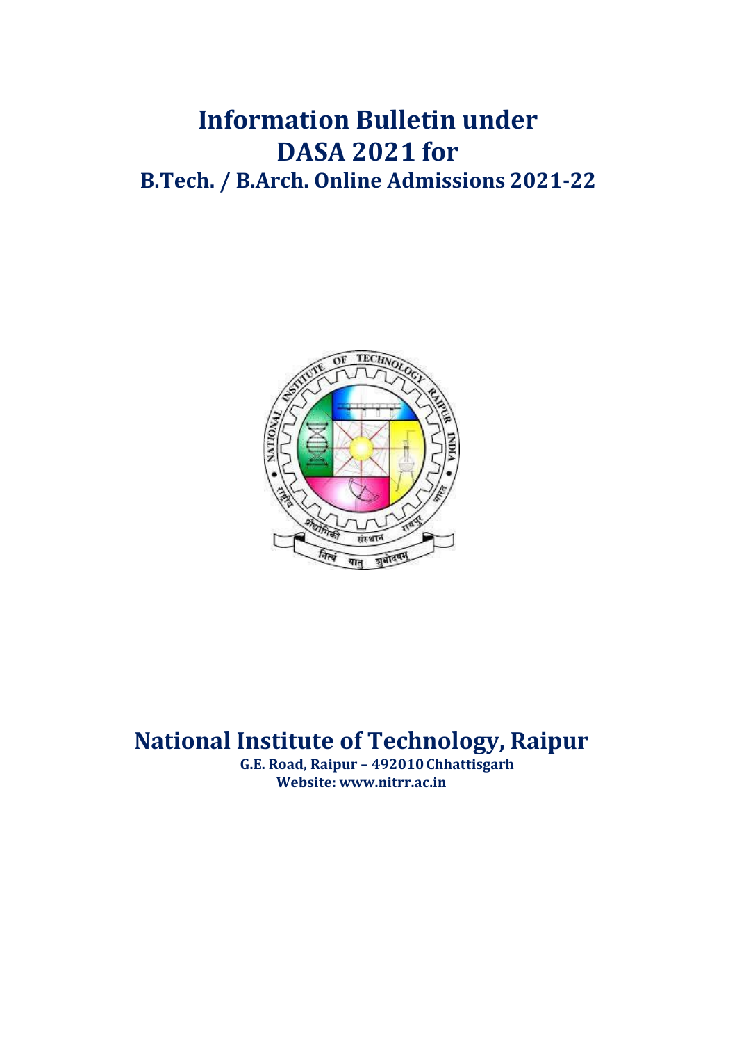# Information Bulletin under
# DASA 2021 for
## B.Tech. / B.Arch. Online Admissions 2021-22

# National Institute of Technology, Raipur

**G.E. Road, Raipur – 492010 Chhattisgarh**

**Website: www.nitrr.ac.in**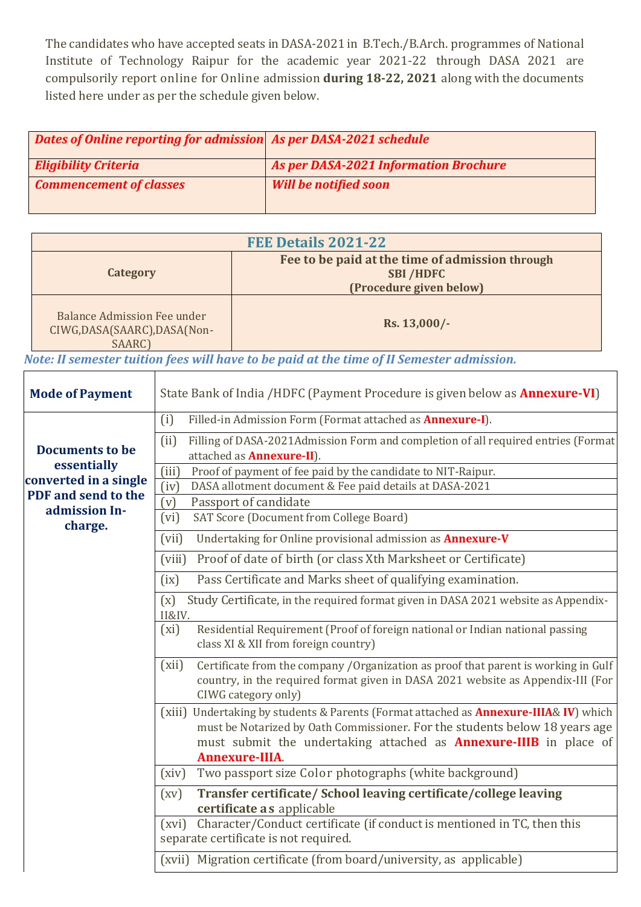The candidates who have accepted seats in DASA-2021 in B.Tech./B.Arch. programmes of National Institute of Technology Raipur for the academic year 2021-22 through DASA 2021 are compulsorily report online for Online admission **during 18-22, 2021** along with the documents listed here under as per the schedule given below.

| *Dates of Online reporting for admission* | *As per DASA-2021 schedule* |
|---|---|
| *Eligibility Criteria* | *As per DASA-2021 Information Brochure* |
| *Commencement of classes* | *Will be notified soon* |

| **FEE Details 2021-22** | |
|---|---|
| **Category** | **Fee to be paid at the time of admission through SBI /HDFC (Procedure given below)** |
| Balance Admission Fee under CIWG,DASA(SAARC),DASA(Non-SAARC) | **Rs. 13,000/-** |

*Note: II semester tuition fees will have to be paid at the time of II Semester admission.*

| **Mode of Payment** | State Bank of India /HDFC (Payment Procedure is given below as **Annexure-VI**) |
|---|---|
| **Documents to be essentially converted in a single PDF and send to the admission In-charge.** | (i) Filled-in Admission Form (Format attached as **Annexure-I**). |
| | (ii) Filling of DASA-2021Admission Form and completion of all required entries (Format attached as **Annexure-II**). |
| | (iii) Proof of payment of fee paid by the candidate to NIT-Raipur. |
| | (iv) DASA allotment document & Fee paid details at DASA-2021 |
| | (v) Passport of candidate |
| | (vi) SAT Score (Document from College Board) |
| | (vii) Undertaking for Online provisional admission as **Annexure-V** |
| | (viii) Proof of date of birth (or class Xth Marksheet or Certificate) |
| | (ix) Pass Certificate and Marks sheet of qualifying examination. |
| | (x) Study Certificate, in the required format given in DASA 2021 website as Appendix-II&IV. |
| | (xi) Residential Requirement (Proof of foreign national or Indian national passing class XI & XII from foreign country) |
| | (xii) Certificate from the company /Organization as proof that parent is working in Gulf country, in the required format given in DASA 2021 website as Appendix-III (For CIWG category only) |
| | (xiii) Undertaking by students & Parents (Format attached as **Annexure-IIIA**& **IV**) which must be Notarized by Oath Commissioner. For the students below 18 years age must submit the undertaking attached as **Annexure-IIIB** in place of **Annexure-IIIA**. |
| | (xiv) Two passport size Color photographs (white background) |
| | (xv) **Transfer certificate/ School leaving certificate/college leaving certificate as** applicable |
| | (xvi) Character/Conduct certificate (if conduct is mentioned in TC, then this separate certificate is not required. |
| | (xvii) Migration certificate (from board/university, as applicable) |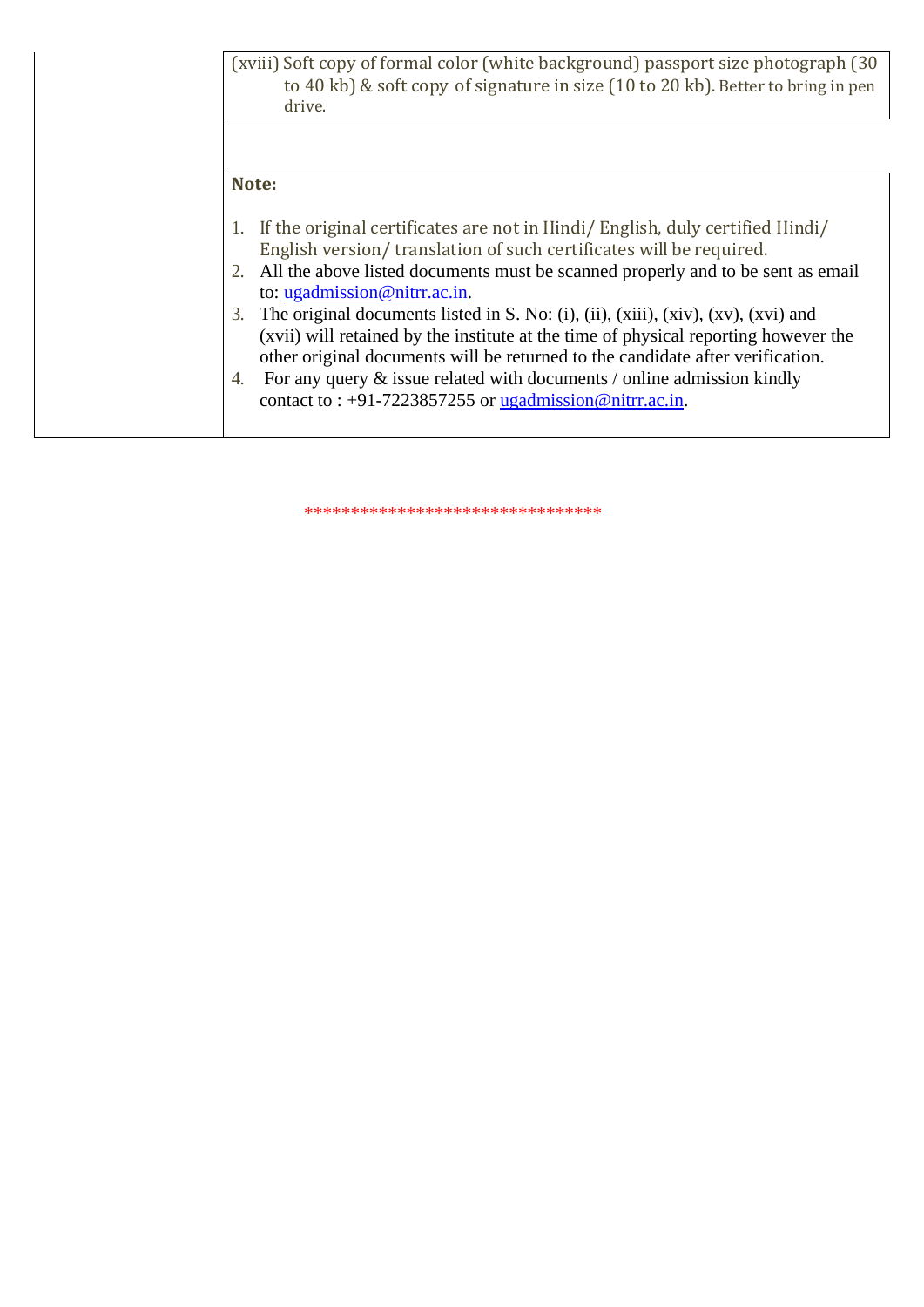| | |
|---|---|
| | (xviii) Soft copy of formal color (white background) passport size photograph (30 to 40 kb) & soft copy of signature in size (10 to 20 kb). Better to bring in pen drive. |
| | |
| | **Note:**<br><br>1. If the original certificates are not in Hindi/ English, duly certified Hindi/ English version/ translation of such certificates will be required.<br>2. All the above listed documents must be scanned properly and to be sent as email to: ugadmission@nitrr.ac.in.<br>3. The original documents listed in S. No: (i), (ii), (xiii), (xiv), (xv), (xvi) and (xvii) will retained by the institute at the time of physical reporting however the other original documents will be returned to the candidate after verification.<br>4. For any query & issue related with documents / online admission kindly contact to : +91-7223857255 or ugadmission@nitrr.ac.in. |

********************************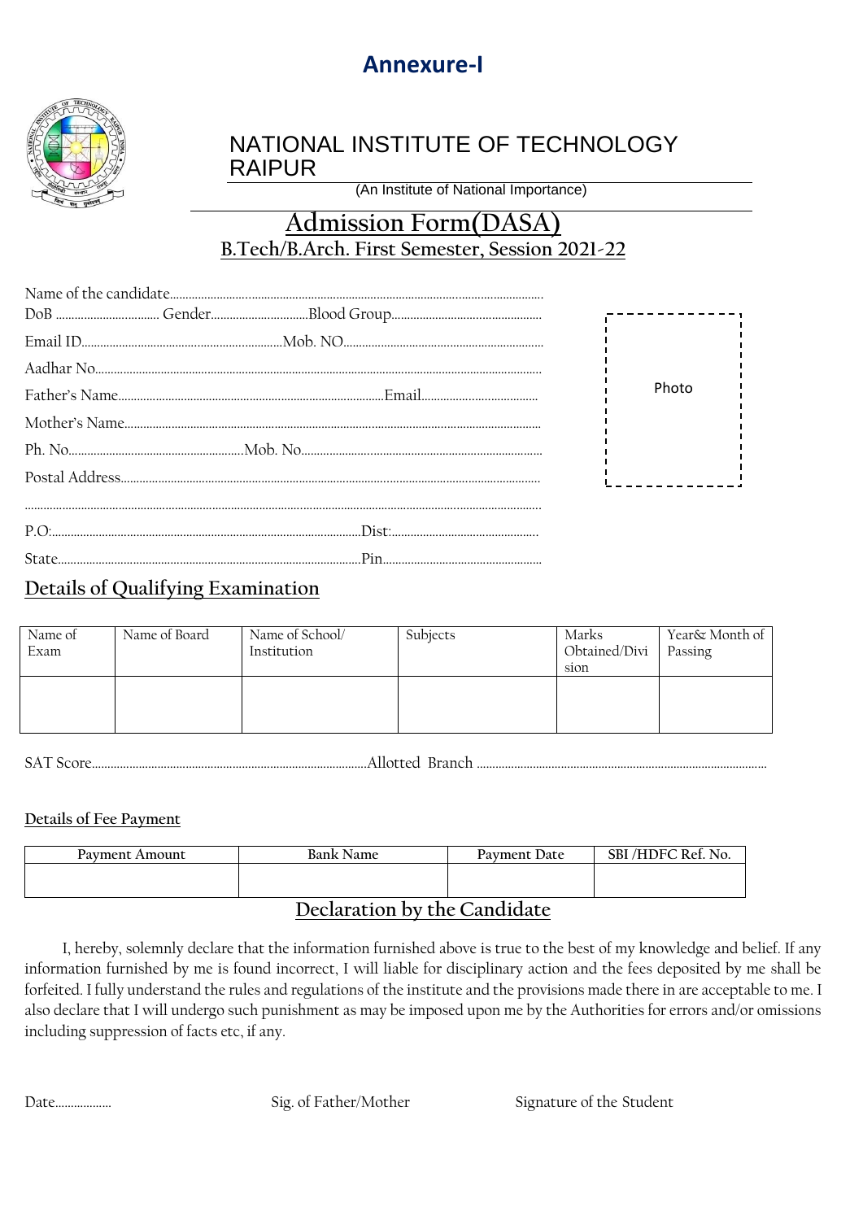## Annexure-I

# NATIONAL INSTITUTE OF TECHNOLOGY RAIPUR

(An Institute of National Importance)

## Admission Form(DASA)

### B.Tech/B.Arch. First Semester, Session 2021-22

Name of the candidate.......................................................................................................................

DoB ................................ Gender.............................Blood Group...............................................

Email ID...............................................................Mob. NO...............................................................

Aadhar No...........................................................................................................................................

Father's Name....................................................................................Email....................................

Mother's Name.....................................................................................................................................

Ph. No.......................................................Mob. No............................................................................

Postal Address......................................................................................................................................

..............................................................................................................................................................

P.O:...................................................................................................Dist:..............................................

State.................................................................................................Pin.................................................

Photo

## Details of Qualifying Examination

| Name of Exam | Name of Board | Name of School/ Institution | Subjects | Marks Obtained/Division | Year& Month of Passing |
|---|---|---|---|---|---|
| | | | | | |

SAT Score.......................................................................................Allotted Branch ............................................................................................

### Details of Fee Payment

| Payment Amount | Bank Name | Payment Date | SBI /HDFC Ref. No. |
|---|---|---|---|
| | | | |

## Declaration by the Candidate

I, hereby, solemnly declare that the information furnished above is true to the best of my knowledge and belief. If any information furnished by me is found incorrect, I will liable for disciplinary action and the fees deposited by me shall be forfeited. I fully understand the rules and regulations of the institute and the provisions made there in are acceptable to me. I also declare that I will undergo such punishment as may be imposed upon me by the Authorities for errors and/or omissions including suppression of facts etc, if any.

Date.................. Sig. of Father/Mother Signature of the Student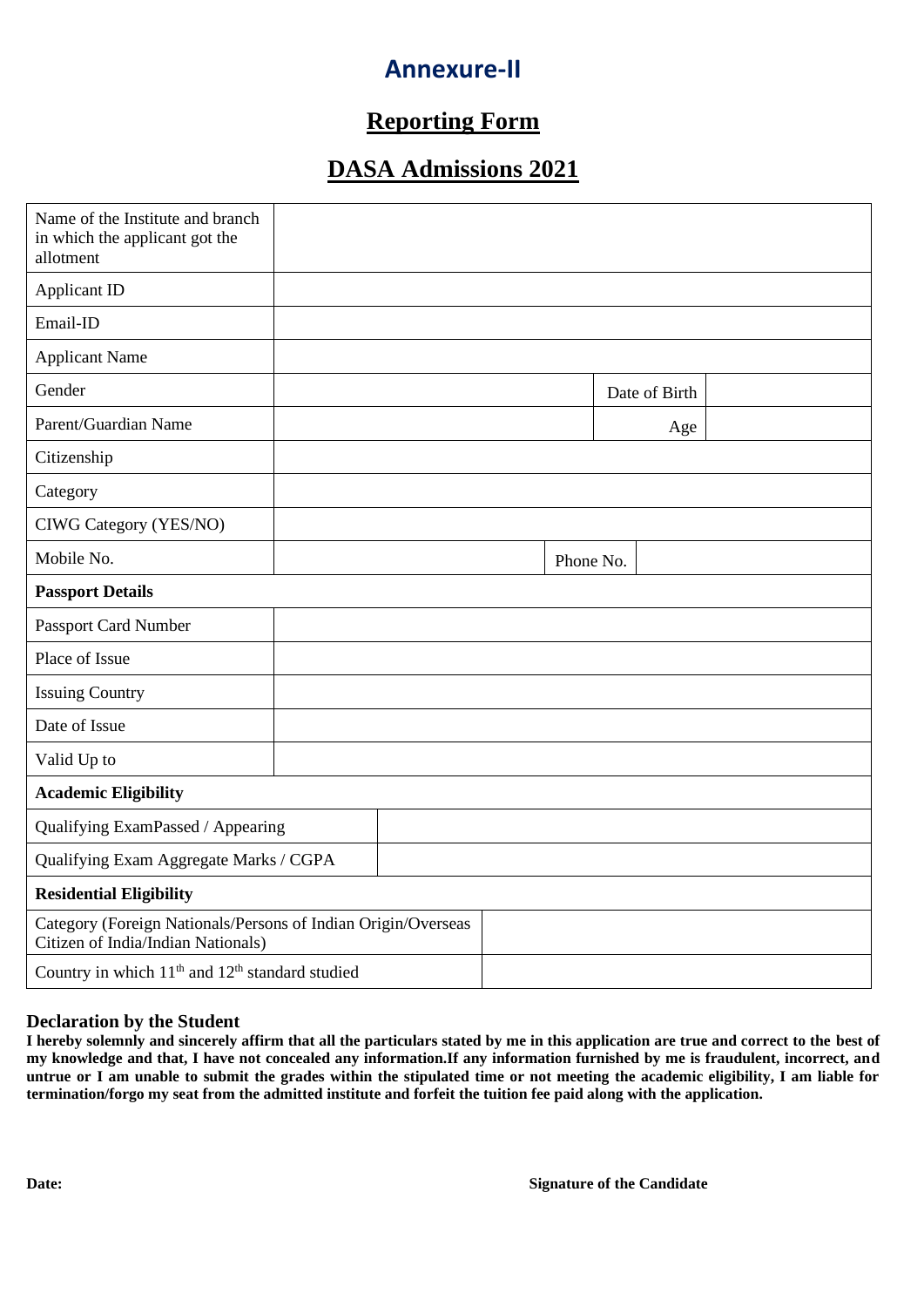# Annexure-II

## Reporting Form

## DASA Admissions 2021

| | | | |
|---|---|---|---|
| Name of the Institute and branch in which the applicant got the allotment | | | |
| Applicant ID | | | |
| Email-ID | | | |
| Applicant Name | | | |
| Gender | | Date of Birth | |
| Parent/Guardian Name | | Age | |
| Citizenship | | | |
| Category | | | |
| CIWG Category (YES/NO) | | | |
| Mobile No. | | Phone No. | |
| **Passport Details** | | | |
| Passport Card Number | | | |
| Place of Issue | | | |
| Issuing Country | | | |
| Date of Issue | | | |
| Valid Up to | | | |
| **Academic Eligibility** | | | |
| Qualifying ExamPassed / Appearing | | | |
| Qualifying Exam Aggregate Marks / CGPA | | | |
| **Residential Eligibility** | | | |
| Category (Foreign Nationals/Persons of Indian Origin/Overseas Citizen of India/Indian Nationals) | | | |
| Country in which 11th and 12th standard studied | | | |

### Declaration by the Student

**I hereby solemnly and sincerely affirm that all the particulars stated by me in this application are true and correct to the best of my knowledge and that, I have not concealed any information.If any information furnished by me is fraudulent, incorrect, and untrue or I am unable to submit the grades within the stipulated time or not meeting the academic eligibility, I am liable for termination/forgo my seat from the admitted institute and forfeit the tuition fee paid along with the application.**

**Date:** **Signature of the Candidate**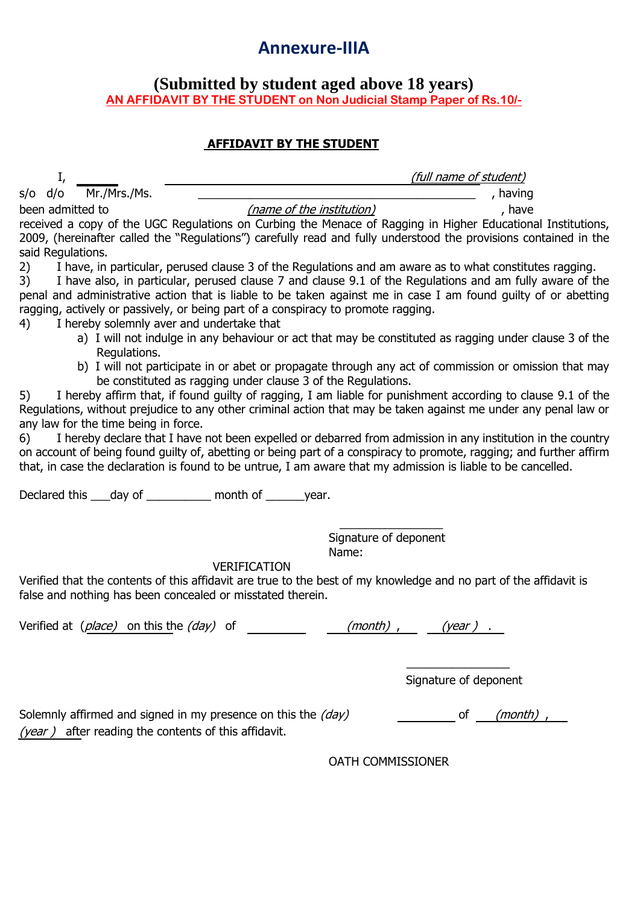# Annexure-IIIA

## (Submitted by student aged above 18 years)

**AN AFFIDAVIT BY THE STUDENT on Non Judicial Stamp Paper of Rs.10/-**

### AFFIDAVIT BY THE STUDENT

I, ______ ________________________________ *(full name of student)*
s/o d/o Mr./Mrs./Ms. ______________________________________ , having been admitted to *(name of the institution)* , have received a copy of the UGC Regulations on Curbing the Menace of Ragging in Higher Educational Institutions, 2009, (hereinafter called the "Regulations") carefully read and fully understood the provisions contained in the said Regulations.

2) I have, in particular, perused clause 3 of the Regulations and am aware as to what constitutes ragging.

3) I have also, in particular, perused clause 7 and clause 9.1 of the Regulations and am fully aware of the penal and administrative action that is liable to be taken against me in case I am found guilty of or abetting ragging, actively or passively, or being part of a conspiracy to promote ragging.

4) I hereby solemnly aver and undertake that

a) I will not indulge in any behaviour or act that may be constituted as ragging under clause 3 of the Regulations.

b) I will not participate in or abet or propagate through any act of commission or omission that may be constituted as ragging under clause 3 of the Regulations.

5) I hereby affirm that, if found guilty of ragging, I am liable for punishment according to clause 9.1 of the Regulations, without prejudice to any other criminal action that may be taken against me under any penal law or any law for the time being in force.

6) I hereby declare that I have not been expelled or debarred from admission in any institution in the country on account of being found guilty of, abetting or being part of a conspiracy to promote, ragging; and further affirm that, in case the declaration is found to be untrue, I am aware that my admission is liable to be cancelled.

Declared this ___day of __________ month of ______year.

_______________
Signature of deponent
Name:

VERIFICATION

Verified that the contents of this affidavit are true to the best of my knowledge and no part of the affidavit is false and nothing has been concealed or misstated therein.

Verified at *(place)* on this the *(day)* of _________ *(month)* , *(year )* .

_______________
Signature of deponent

Solemnly affirmed and signed in my presence on this the *(day)* _________ of *(month)* , *(year )* after reading the contents of this affidavit.

OATH COMMISSIONER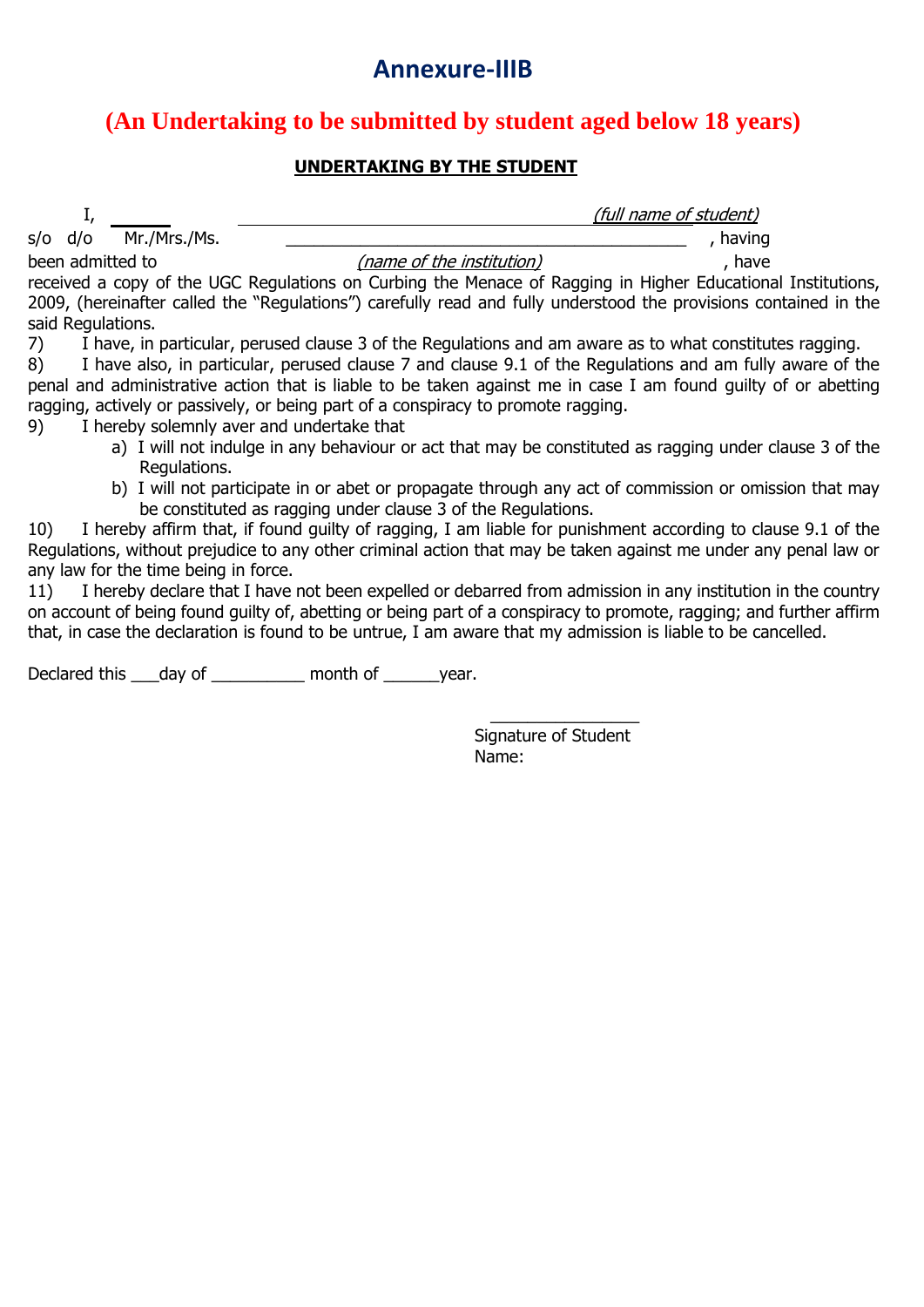# Annexure-IIIB

## (An Undertaking to be submitted by student aged below 18 years)

**UNDERTAKING BY THE STUDENT**

I, ______ ________________________________ *(full name of student)*
s/o d/o Mr./Mrs./Ms. ________________________________________ , having been admitted to *(name of the institution)* , have received a copy of the UGC Regulations on Curbing the Menace of Ragging in Higher Educational Institutions, 2009, (hereinafter called the "Regulations") carefully read and fully understood the provisions contained in the said Regulations.

7) I have, in particular, perused clause 3 of the Regulations and am aware as to what constitutes ragging.

8) I have also, in particular, perused clause 7 and clause 9.1 of the Regulations and am fully aware of the penal and administrative action that is liable to be taken against me in case I am found guilty of or abetting ragging, actively or passively, or being part of a conspiracy to promote ragging.

9) I hereby solemnly aver and undertake that

   a) I will not indulge in any behaviour or act that may be constituted as ragging under clause 3 of the Regulations.
   
   b) I will not participate in or abet or propagate through any act of commission or omission that may be constituted as ragging under clause 3 of the Regulations.

10) I hereby affirm that, if found guilty of ragging, I am liable for punishment according to clause 9.1 of the Regulations, without prejudice to any other criminal action that may be taken against me under any penal law or any law for the time being in force.

11) I hereby declare that I have not been expelled or debarred from admission in any institution in the country on account of being found guilty of, abetting or being part of a conspiracy to promote, ragging; and further affirm that, in case the declaration is found to be untrue, I am aware that my admission is liable to be cancelled.

Declared this ___day of __________ month of ______year.

________________
Signature of Student
Name: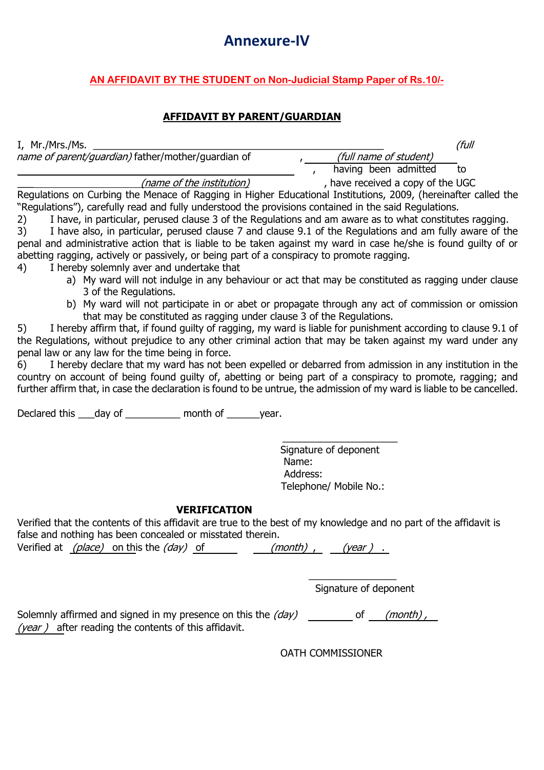# Annexure-IV

**AN AFFIDAVIT BY THE STUDENT on Non-Judicial Stamp Paper of Rs.10/-**

**AFFIDAVIT BY PARENT/GUARDIAN**

I, Mr./Mrs./Ms. ____________________________________________________ *(full name of parent/guardian)* father/mother/guardian of ____________________, *(full name of student)* ____________________, having been admitted to ____________________ *(name of the institution)* ____________________, have received a copy of the UGC Regulations on Curbing the Menace of Ragging in Higher Educational Institutions, 2009, (hereinafter called the "Regulations"), carefully read and fully understood the provisions contained in the said Regulations.

2) I have, in particular, perused clause 3 of the Regulations and am aware as to what constitutes ragging.

3) I have also, in particular, perused clause 7 and clause 9.1 of the Regulations and am fully aware of the penal and administrative action that is liable to be taken against my ward in case he/she is found guilty of or abetting ragging, actively or passively, or being part of a conspiracy to promote ragging.

4) I hereby solemnly aver and undertake that

   a) My ward will not indulge in any behaviour or act that may be constituted as ragging under clause 3 of the Regulations.
   
   b) My ward will not participate in or abet or propagate through any act of commission or omission that may be constituted as ragging under clause 3 of the Regulations.

5) I hereby affirm that, if found guilty of ragging, my ward is liable for punishment according to clause 9.1 of the Regulations, without prejudice to any other criminal action that may be taken against my ward under any penal law or any law for the time being in force.

6) I hereby declare that my ward has not been expelled or debarred from admission in any institution in the country on account of being found guilty of, abetting or being part of a conspiracy to promote, ragging; and further affirm that, in case the declaration is found to be untrue, the admission of my ward is liable to be cancelled.

Declared this ___day of __________ month of ______year.

____________________
Signature of deponent
Name:
Address:
Telephone/ Mobile No.:

**VERIFICATION**

Verified that the contents of this affidavit are true to the best of my knowledge and no part of the affidavit is false and nothing has been concealed or misstated therein.

Verified at *(place)* on this the *(day)* of ________ *(month)*, *(year)*.

________________
Signature of deponent

Solemnly affirmed and signed in my presence on this the *(day)* ________ of *(month)*, *(year)* after reading the contents of this affidavit.

OATH COMMISSIONER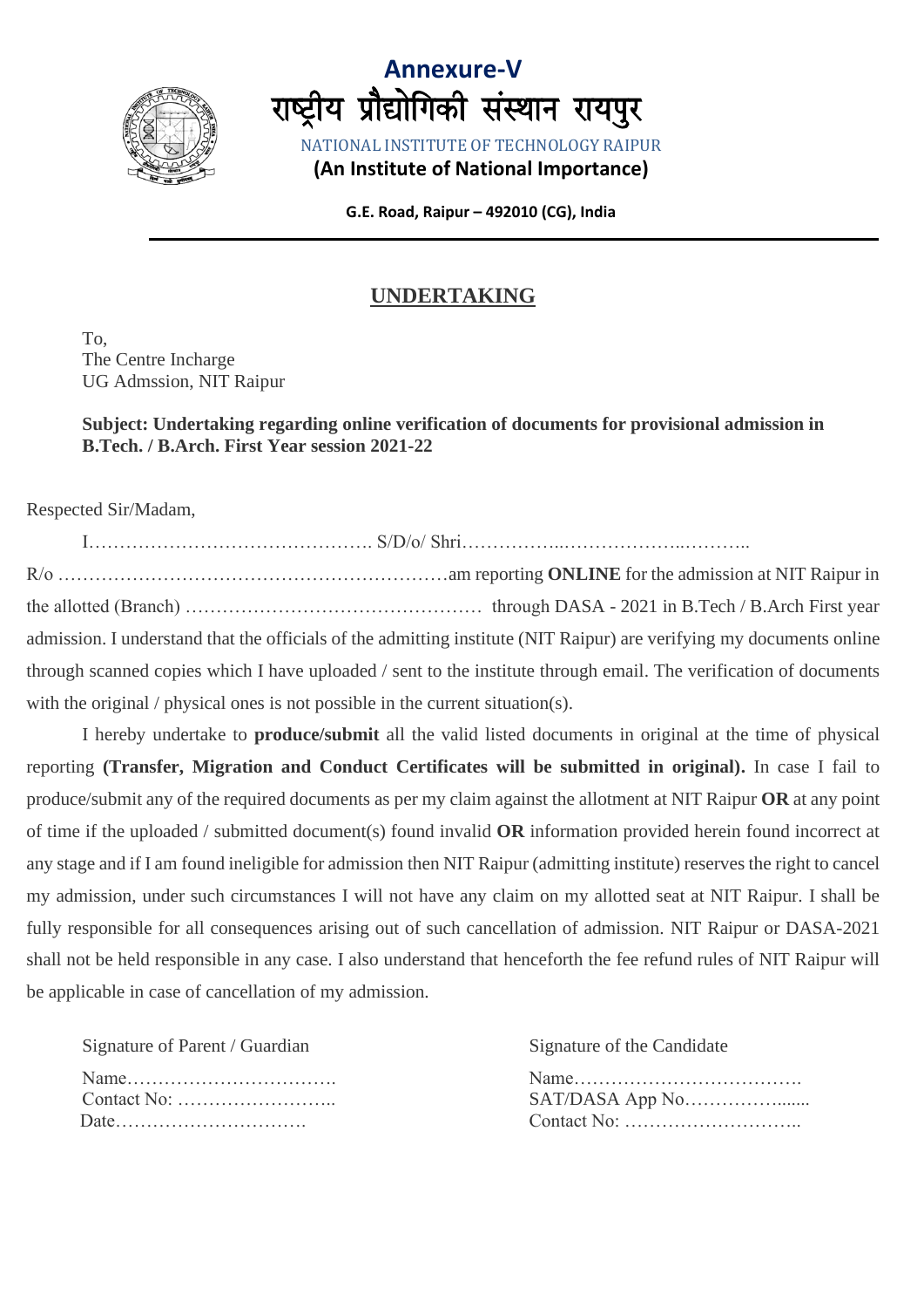**Annexure-V**

राष्ट्रीय प्रौद्योगिकी संस्थान रायपुर

NATIONAL INSTITUTE OF TECHNOLOGY RAIPUR

**(An Institute of National Importance)**

**G.E. Road, Raipur – 492010 (CG), India**

## UNDERTAKING

To,
The Centre Incharge
UG Admssion, NIT Raipur

**Subject: Undertaking regarding online verification of documents for provisional admission in B.Tech. / B.Arch. First Year session 2021-22**

Respected Sir/Madam,

I………………………………………. S/D/o/ Shri……………..………………..………..

R/o ………………………………………………………am reporting **ONLINE** for the admission at NIT Raipur in the allotted (Branch) ………………………………………… through DASA - 2021 in B.Tech / B.Arch First year admission. I understand that the officials of the admitting institute (NIT Raipur) are verifying my documents online through scanned copies which I have uploaded / sent to the institute through email. The verification of documents with the original / physical ones is not possible in the current situation(s).

I hereby undertake to **produce/submit** all the valid listed documents in original at the time of physical reporting **(Transfer, Migration and Conduct Certificates will be submitted in original).** In case I fail to produce/submit any of the required documents as per my claim against the allotment at NIT Raipur **OR** at any point of time if the uploaded / submitted document(s) found invalid **OR** information provided herein found incorrect at any stage and if I am found ineligible for admission then NIT Raipur (admitting institute) reserves the right to cancel my admission, under such circumstances I will not have any claim on my allotted seat at NIT Raipur. I shall be fully responsible for all consequences arising out of such cancellation of admission. NIT Raipur or DASA-2021 shall not be held responsible in any case. I also understand that henceforth the fee refund rules of NIT Raipur will be applicable in case of cancellation of my admission.

Signature of Parent / Guardian

Name…………………………….
Contact No: ……………………..
Date………………………….

Signature of the Candidate

Name……………………………….
SAT/DASA App No……………......
Contact No: ………………………..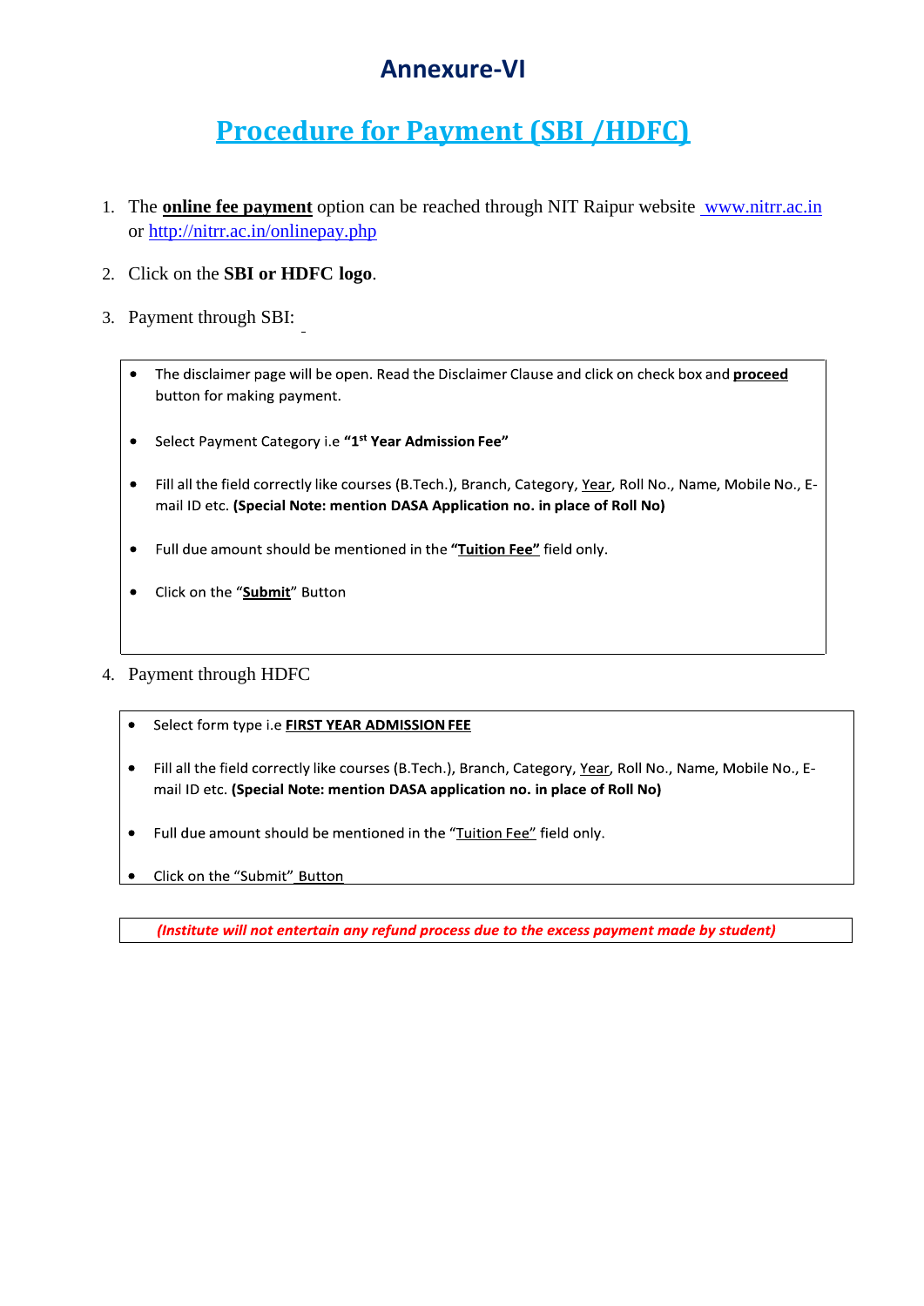# Annexure-VI

## Procedure for Payment (SBI /HDFC)

1. The **online fee payment** option can be reached through NIT Raipur website www.nitrr.ac.in or http://nitrr.ac.in/onlinepay.php

2. Click on the **SBI or HDFC logo**.

3. Payment through SBI:

   - The disclaimer page will be open. Read the Disclaimer Clause and click on check box and **proceed** button for making payment.
   - Select Payment Category i.e **"1st Year Admission Fee"**
   - Fill all the field correctly like courses (B.Tech.), Branch, Category, Year, Roll No., Name, Mobile No., E-mail ID etc. **(Special Note: mention DASA Application no. in place of Roll No)**
   - Full due amount should be mentioned in the **"Tuition Fee"** field only.
   - Click on the "**Submit**" Button

4. Payment through HDFC

   - Select form type i.e **FIRST YEAR ADMISSION FEE**
   - Fill all the field correctly like courses (B.Tech.), Branch, Category, Year, Roll No., Name, Mobile No., E-mail ID etc. **(Special Note: mention DASA application no. in place of Roll No)**
   - Full due amount should be mentioned in the "Tuition Fee" field only.
   - Click on the "Submit" Button

***(Institute will not entertain any refund process due to the excess payment made by student)***